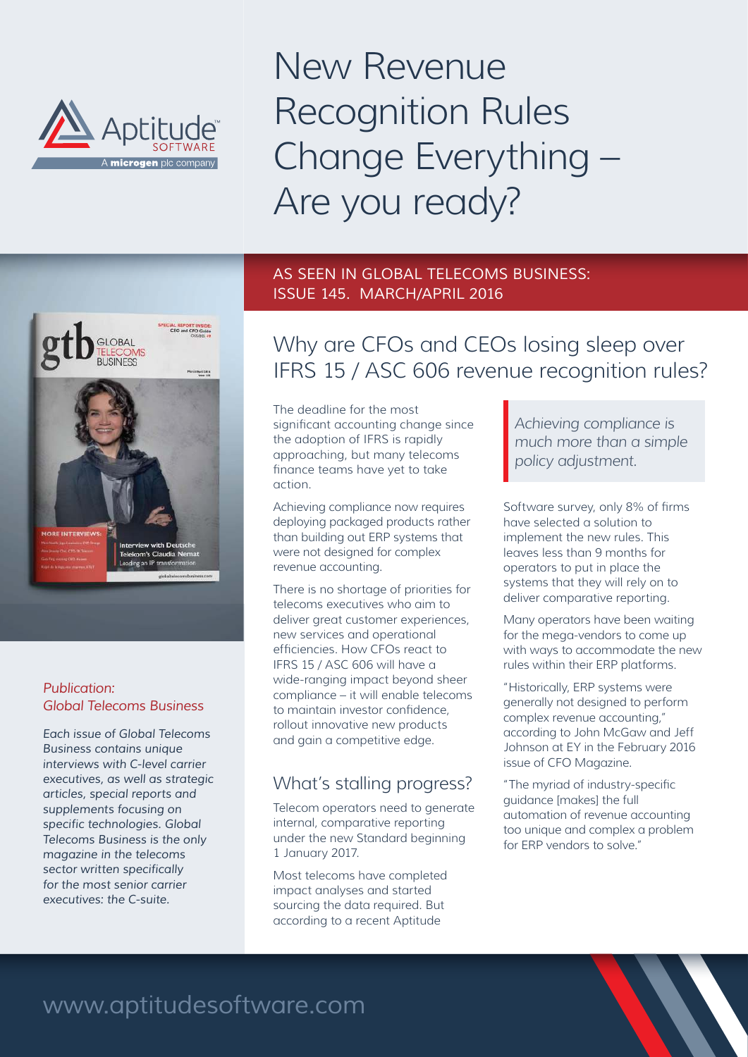# New Revenue Recognition Rules Change Everything – Are you ready?

AS SEEN IN GLOBAL TELECOMS BUSINESS: ISSUE 145. MARCH/APRIL 2016

*Publication: Global Telecoms Business*

*Each issue of Global Telecoms Business contains unique interviews with C-level carrier executives, as well as strategic articles, special reports and supplements focusing on specific technologies. Global Telecoms Business is the only magazine in the telecoms sector written specifically for the most senior carrier executives: the C-suite.*

## Why are CFOs and CEOs losing sleep over IFRS 15 / ASC 606 revenue recognition rules?

The deadline for the most significant accounting change since the adoption of IFRS is rapidly approaching, but many telecoms finance teams have yet to take action.

Achieving compliance now requires deploying packaged products rather than building out ERP systems that were not designed for complex revenue accounting.

There is no shortage of priorities for telecoms executives who aim to deliver great customer experiences, new services and operational efficiencies. How CFOs react to IFRS 15 / ASC 606 will have a wide-ranging impact beyond sheer compliance – it will enable telecoms to maintain investor confidence, rollout innovative new products and gain a competitive edge.

## What's stalling progress?

Telecom operators need to generate internal, comparative reporting under the new Standard beginning 1 January 2017.

Most telecoms have completed impact analyses and started sourcing the data required. But according to a recent Aptitude Software survey, only 8% of firms have selected a solution to implement the new rules. This leaves less than 9 months for operators to put in place the systems that they will rely on to deliver comparative reporting.

> *Achieving compliance is much more than a simple policy adjustment.*

Many operators have been waiting for the mega-vendors to come up with ways to accommodate the new rules within their ERP platforms.

"Historically, ERP systems were generally not designed to perform complex revenue accounting," according to John McGaw and Jeff Johnson at EY in the February 2016 issue of CFO Magazine.

"The myriad of industry-specific guidance [makes] the full automation of revenue accounting too unique and complex a problem for ERP vendors to solve."

www.aptitudesoftware.com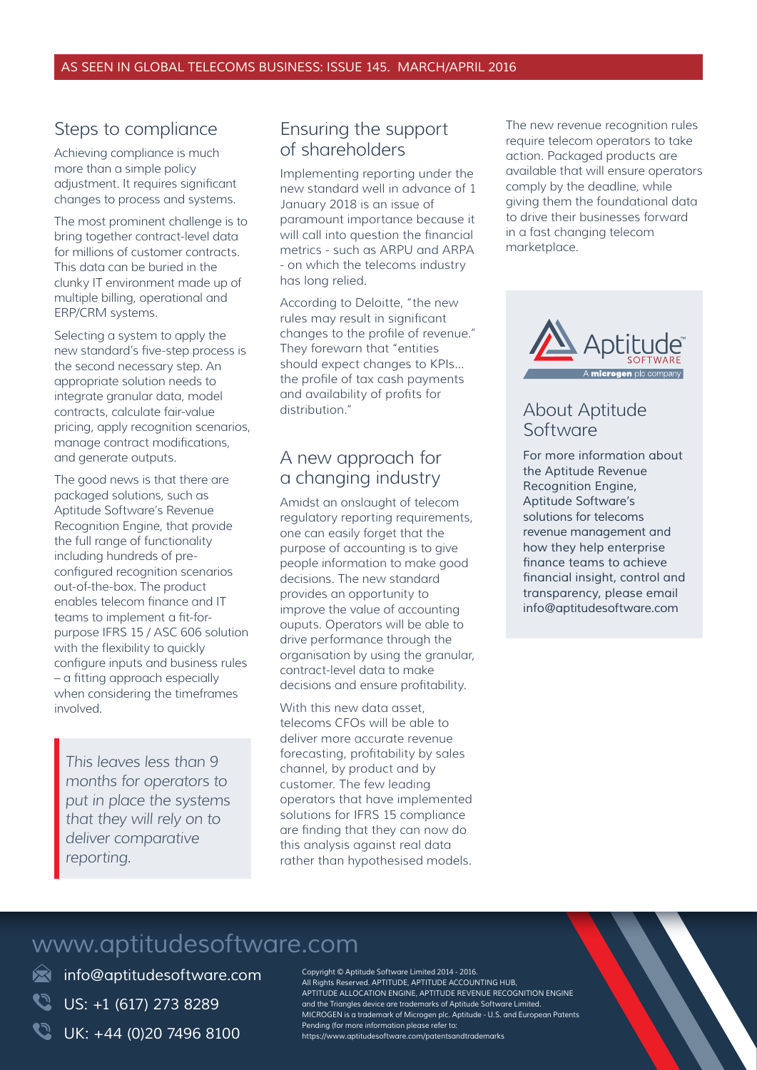AS SEEN IN GLOBAL TELECOMS BUSINESS: ISSUE 145. MARCH/APRIL 2016

## Steps to compliance

Achieving compliance is much more than a simple policy adjustment. It requires significant changes to process and systems.

The most prominent challenge is to bring together contract-level data for millions of customer contracts. This data can be buried in the clunky IT environment made up of multiple billing, operational and ERP/CRM systems.

Selecting a system to apply the new standard's five-step process is the second necessary step. An appropriate solution needs to integrate granular data, model contracts, calculate fair-value pricing, apply recognition scenarios, manage contract modifications, and generate outputs.

The good news is that there are packaged solutions, such as Aptitude Software's Revenue Recognition Engine, that provide the full range of functionality including hundreds of pre-configured recognition scenarios out-of-the-box. The product enables telecom finance and IT teams to implement a fit-for-purpose IFRS 15 / ASC 606 solution with the flexibility to quickly configure inputs and business rules – a fitting approach especially when considering the timeframes involved.

> *This leaves less than 9 months for operators to put in place the systems that they will rely on to deliver comparative reporting.*

## Ensuring the support of shareholders

Implementing reporting under the new standard well in advance of 1 January 2018 is an issue of paramount importance because it will call into question the financial metrics - such as ARPU and ARPA - on which the telecoms industry has long relied.

According to Deloitte, "the new rules may result in significant changes to the profile of revenue." They forewarn that "entities should expect changes to KPIs... the profile of tax cash payments and availability of profits for distribution."

## A new approach for a changing industry

Amidst an onslaught of telecom regulatory reporting requirements, one can easily forget that the purpose of accounting is to give people information to make good decisions. The new standard provides an opportunity to improve the value of accounting ouputs. Operators will be able to drive performance through the organisation by using the granular, contract-level data to make decisions and ensure profitability.

With this new data asset, telecoms CFOs will be able to deliver more accurate revenue forecasting, profitability by sales channel, by product and by customer. The few leading operators that have implemented solutions for IFRS 15 compliance are finding that they can now do this analysis against real data rather than hypothesised models.

The new revenue recognition rules require telecom operators to take action. Packaged products are available that will ensure operators comply by the deadline, while giving them the foundational data to drive their businesses forward in a fast changing telecom marketplace.

Aptitude™ SOFTWARE
A microgen plc company

## About Aptitude Software

For more information about the Aptitude Revenue Recognition Engine, Aptitude Software's solutions for telecoms revenue management and how they help enterprise finance teams to achieve financial insight, control and transparency, please email info@aptitudesoftware.com

www.aptitudesoftware.com

info@aptitudesoftware.com

US: +1 (617) 273 8289

UK: +44 (0)20 7496 8100

Copyright © Aptitude Software Limited 2014 - 2016.
All Rights Reserved. APTITUDE, APTITUDE ACCOUNTING HUB, APTITUDE ALLOCATION ENGINE, APTITUDE REVENUE RECOGNITION ENGINE and the Triangles device are trademarks of Aptitude Software Limited. MICROGEN is a trademark of Microgen plc. Aptitude - U.S. and European Patents Pending (for more information please refer to: https://www.aptitudesoftware.com/patentsandtrademarks